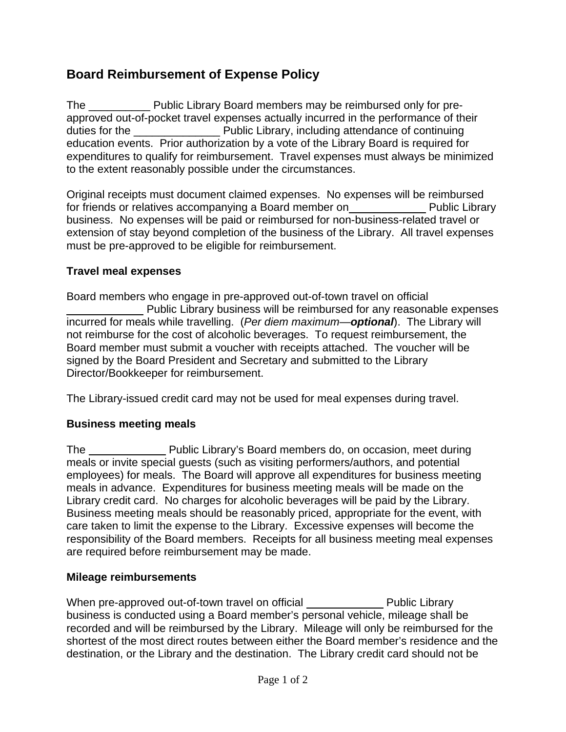# Board Reimbursement of Expense Policy

The __________ Public Library Board members may be reimbursed only for pre-approved out-of-pocket travel expenses actually incurred in the performance of their duties for the ______________ Public Library, including attendance of continuing education events. Prior authorization by a vote of the Library Board is required for expenditures to qualify for reimbursement. Travel expenses must always be minimized to the extent reasonably possible under the circumstances.

Original receipts must document claimed expenses. No expenses will be reimbursed for friends or relatives accompanying a Board member on____________ Public Library business. No expenses will be paid or reimbursed for non-business-related travel or extension of stay beyond completion of the business of the Library. All travel expenses must be pre-approved to be eligible for reimbursement.

### Travel meal expenses

Board members who engage in pre-approved out-of-town travel on official ____________ Public Library business will be reimbursed for any reasonable expenses incurred for meals while travelling. (*Per diem maximum*—***optional***). The Library will not reimburse for the cost of alcoholic beverages. To request reimbursement, the Board member must submit a voucher with receipts attached. The voucher will be signed by the Board President and Secretary and submitted to the Library Director/Bookkeeper for reimbursement.

The Library-issued credit card may not be used for meal expenses during travel.

### Business meeting meals

The ____________ Public Library's Board members do, on occasion, meet during meals or invite special guests (such as visiting performers/authors, and potential employees) for meals. The Board will approve all expenditures for business meeting meals in advance. Expenditures for business meeting meals will be made on the Library credit card. No charges for alcoholic beverages will be paid by the Library. Business meeting meals should be reasonably priced, appropriate for the event, with care taken to limit the expense to the Library. Excessive expenses will become the responsibility of the Board members. Receipts for all business meeting meal expenses are required before reimbursement may be made.

### Mileage reimbursements

When pre-approved out-of-town travel on official ____________ Public Library business is conducted using a Board member's personal vehicle, mileage shall be recorded and will be reimbursed by the Library. Mileage will only be reimbursed for the shortest of the most direct routes between either the Board member's residence and the destination, or the Library and the destination. The Library credit card should not be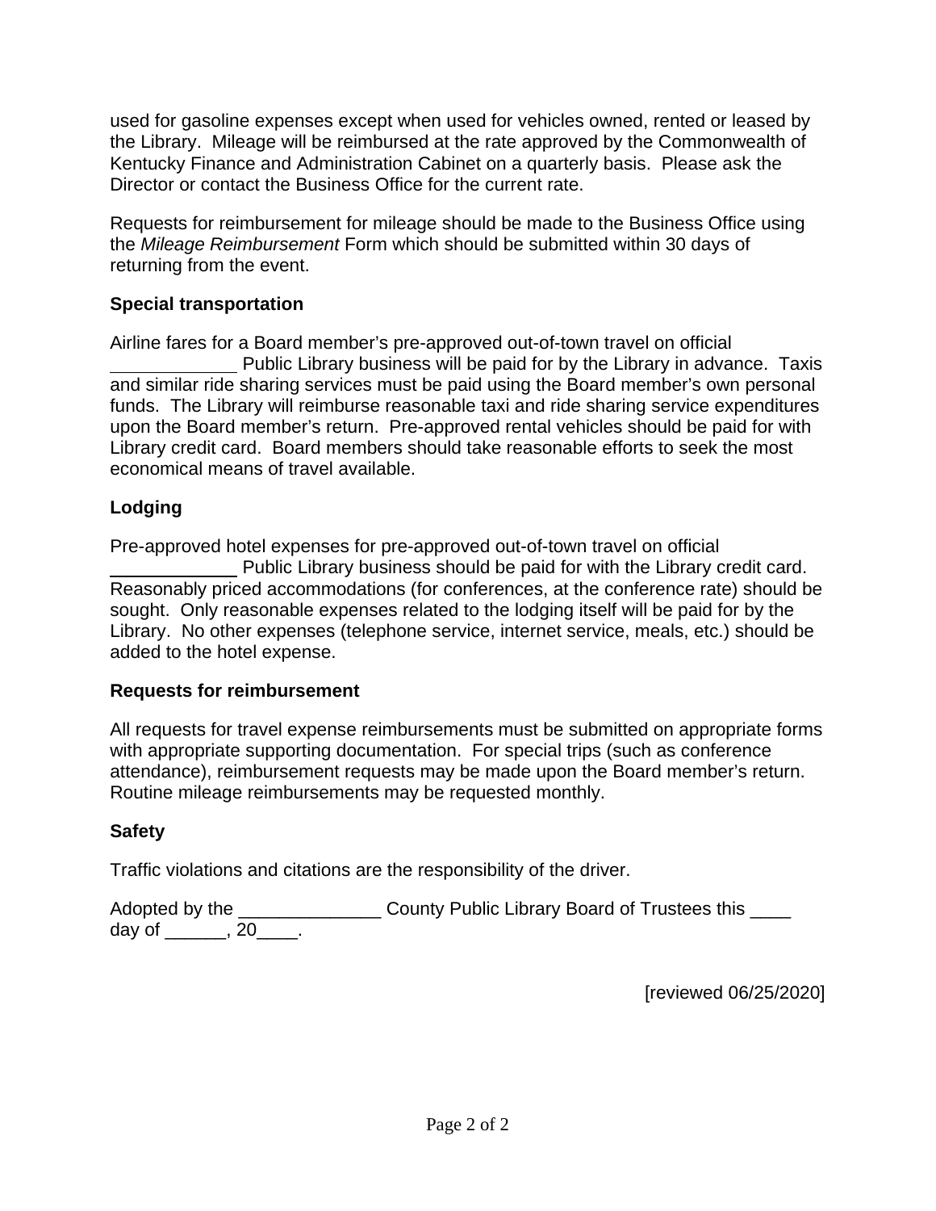used for gasoline expenses except when used for vehicles owned, rented or leased by the Library. Mileage will be reimbursed at the rate approved by the Commonwealth of Kentucky Finance and Administration Cabinet on a quarterly basis. Please ask the Director or contact the Business Office for the current rate.

Requests for reimbursement for mileage should be made to the Business Office using the *Mileage Reimbursement* Form which should be submitted within 30 days of returning from the event.

**Special transportation**

Airline fares for a Board member's pre-approved out-of-town travel on official ____________ Public Library business will be paid for by the Library in advance. Taxis and similar ride sharing services must be paid using the Board member's own personal funds. The Library will reimburse reasonable taxi and ride sharing service expenditures upon the Board member's return. Pre-approved rental vehicles should be paid for with Library credit card. Board members should take reasonable efforts to seek the most economical means of travel available.

**Lodging**

Pre-approved hotel expenses for pre-approved out-of-town travel on official ____________ Public Library business should be paid for with the Library credit card. Reasonably priced accommodations (for conferences, at the conference rate) should be sought. Only reasonable expenses related to the lodging itself will be paid for by the Library. No other expenses (telephone service, internet service, meals, etc.) should be added to the hotel expense.

**Requests for reimbursement**

All requests for travel expense reimbursements must be submitted on appropriate forms with appropriate supporting documentation. For special trips (such as conference attendance), reimbursement requests may be made upon the Board member's return. Routine mileage reimbursements may be requested monthly.

**Safety**

Traffic violations and citations are the responsibility of the driver.

Adopted by the ______________ County Public Library Board of Trustees this ____ day of ______, 20____.

[reviewed 06/25/2020]